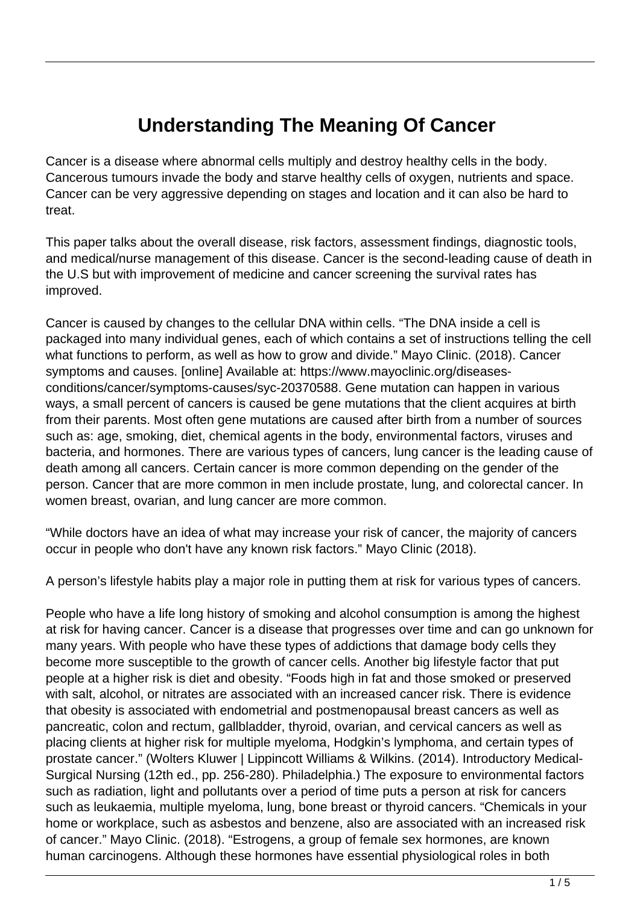# Understanding The Meaning Of Cancer

Cancer is a disease where abnormal cells multiply and destroy healthy cells in the body. Cancerous tumours invade the body and starve healthy cells of oxygen, nutrients and space. Cancer can be very aggressive depending on stages and location and it can also be hard to treat.

This paper talks about the overall disease, risk factors, assessment findings, diagnostic tools, and medical/nurse management of this disease. Cancer is the second-leading cause of death in the U.S but with improvement of medicine and cancer screening the survival rates has improved.

Cancer is caused by changes to the cellular DNA within cells. "The DNA inside a cell is packaged into many individual genes, each of which contains a set of instructions telling the cell what functions to perform, as well as how to grow and divide." Mayo Clinic. (2018). Cancer symptoms and causes. [online] Available at: https://www.mayoclinic.org/diseases-conditions/cancer/symptoms-causes/syc-20370588. Gene mutation can happen in various ways, a small percent of cancers is caused be gene mutations that the client acquires at birth from their parents. Most often gene mutations are caused after birth from a number of sources such as: age, smoking, diet, chemical agents in the body, environmental factors, viruses and bacteria, and hormones. There are various types of cancers, lung cancer is the leading cause of death among all cancers. Certain cancer is more common depending on the gender of the person. Cancer that are more common in men include prostate, lung, and colorectal cancer. In women breast, ovarian, and lung cancer are more common.

"While doctors have an idea of what may increase your risk of cancer, the majority of cancers occur in people who don't have any known risk factors." Mayo Clinic (2018).

A person's lifestyle habits play a major role in putting them at risk for various types of cancers.

People who have a life long history of smoking and alcohol consumption is among the highest at risk for having cancer. Cancer is a disease that progresses over time and can go unknown for many years. With people who have these types of addictions that damage body cells they become more susceptible to the growth of cancer cells. Another big lifestyle factor that put people at a higher risk is diet and obesity. "Foods high in fat and those smoked or preserved with salt, alcohol, or nitrates are associated with an increased cancer risk. There is evidence that obesity is associated with endometrial and postmenopausal breast cancers as well as pancreatic, colon and rectum, gallbladder, thyroid, ovarian, and cervical cancers as well as placing clients at higher risk for multiple myeloma, Hodgkin's lymphoma, and certain types of prostate cancer." (Wolters Kluwer | Lippincott Williams & Wilkins. (2014). Introductory Medical-Surgical Nursing (12th ed., pp. 256-280). Philadelphia.) The exposure to environmental factors such as radiation, light and pollutants over a period of time puts a person at risk for cancers such as leukaemia, multiple myeloma, lung, bone breast or thyroid cancers. "Chemicals in your home or workplace, such as asbestos and benzene, also are associated with an increased risk of cancer." Mayo Clinic. (2018). "Estrogens, a group of female sex hormones, are known human carcinogens. Although these hormones have essential physiological roles in both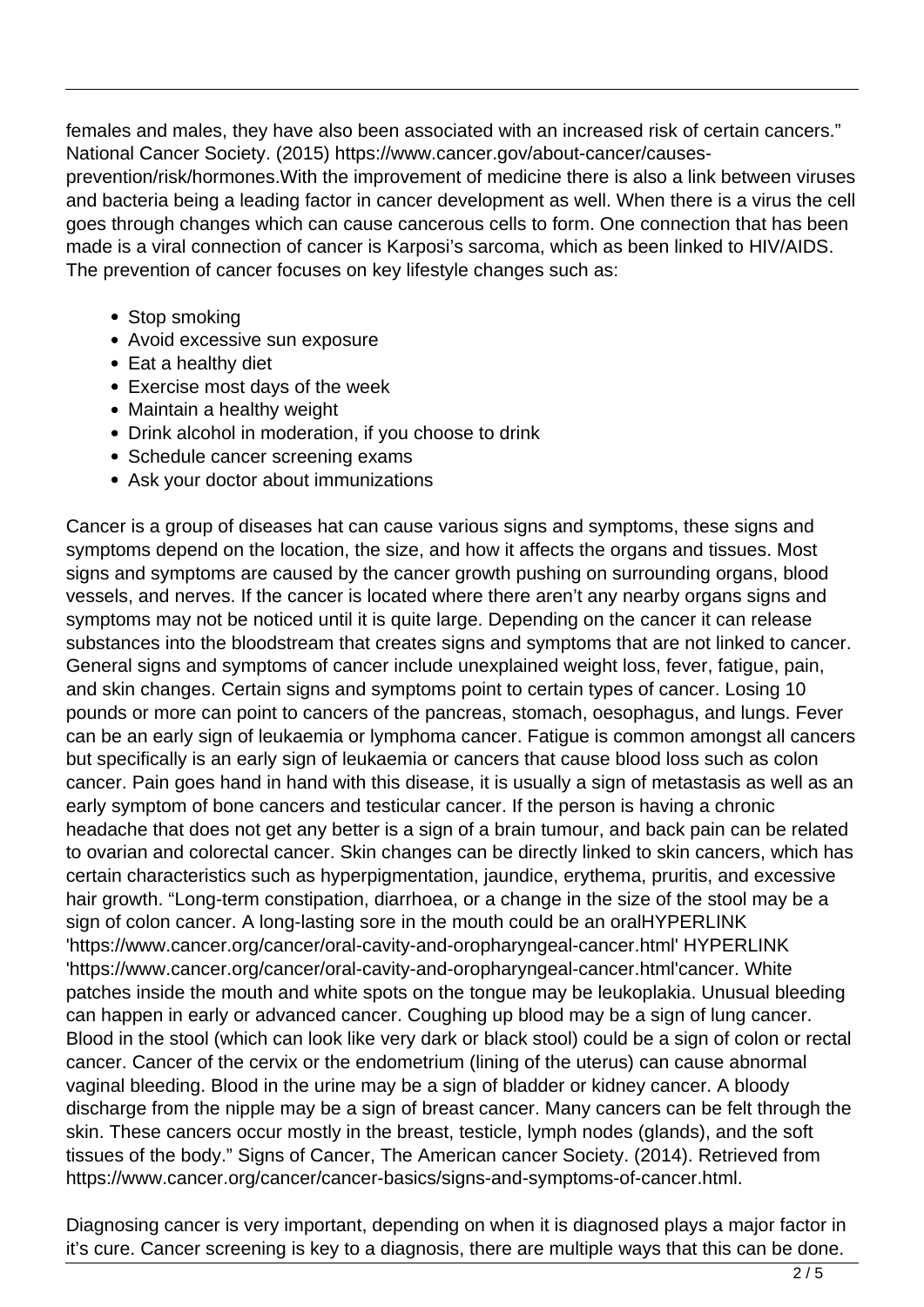females and males, they have also been associated with an increased risk of certain cancers." National Cancer Society. (2015) https://www.cancer.gov/about-cancer/causes-prevention/risk/hormones.With the improvement of medicine there is also a link between viruses and bacteria being a leading factor in cancer development as well. When there is a virus the cell goes through changes which can cause cancerous cells to form. One connection that has been made is a viral connection of cancer is Karposi's sarcoma, which as been linked to HIV/AIDS. The prevention of cancer focuses on key lifestyle changes such as:

- Stop smoking
- Avoid excessive sun exposure
- Eat a healthy diet
- Exercise most days of the week
- Maintain a healthy weight
- Drink alcohol in moderation, if you choose to drink
- Schedule cancer screening exams
- Ask your doctor about immunizations

Cancer is a group of diseases hat can cause various signs and symptoms, these signs and symptoms depend on the location, the size, and how it affects the organs and tissues. Most signs and symptoms are caused by the cancer growth pushing on surrounding organs, blood vessels, and nerves. If the cancer is located where there aren't any nearby organs signs and symptoms may not be noticed until it is quite large. Depending on the cancer it can release substances into the bloodstream that creates signs and symptoms that are not linked to cancer. General signs and symptoms of cancer include unexplained weight loss, fever, fatigue, pain, and skin changes. Certain signs and symptoms point to certain types of cancer. Losing 10 pounds or more can point to cancers of the pancreas, stomach, oesophagus, and lungs. Fever can be an early sign of leukaemia or lymphoma cancer. Fatigue is common amongst all cancers but specifically is an early sign of leukaemia or cancers that cause blood loss such as colon cancer. Pain goes hand in hand with this disease, it is usually a sign of metastasis as well as an early symptom of bone cancers and testicular cancer. If the person is having a chronic headache that does not get any better is a sign of a brain tumour, and back pain can be related to ovarian and colorectal cancer. Skin changes can be directly linked to skin cancers, which has certain characteristics such as hyperpigmentation, jaundice, erythema, pruritis, and excessive hair growth. "Long-term constipation, diarrhoea, or a change in the size of the stool may be a sign of colon cancer. A long-lasting sore in the mouth could be an oralHYPERLINK 'https://www.cancer.org/cancer/oral-cavity-and-oropharyngeal-cancer.html' HYPERLINK 'https://www.cancer.org/cancer/oral-cavity-and-oropharyngeal-cancer.html'cancer. White patches inside the mouth and white spots on the tongue may be leukoplakia. Unusual bleeding can happen in early or advanced cancer. Coughing up blood may be a sign of lung cancer. Blood in the stool (which can look like very dark or black stool) could be a sign of colon or rectal cancer. Cancer of the cervix or the endometrium (lining of the uterus) can cause abnormal vaginal bleeding. Blood in the urine may be a sign of bladder or kidney cancer. A bloody discharge from the nipple may be a sign of breast cancer. Many cancers can be felt through the skin. These cancers occur mostly in the breast, testicle, lymph nodes (glands), and the soft tissues of the body." Signs of Cancer, The American cancer Society. (2014). Retrieved from https://www.cancer.org/cancer/cancer-basics/signs-and-symptoms-of-cancer.html.

Diagnosing cancer is very important, depending on when it is diagnosed plays a major factor in it's cure. Cancer screening is key to a diagnosis, there are multiple ways that this can be done.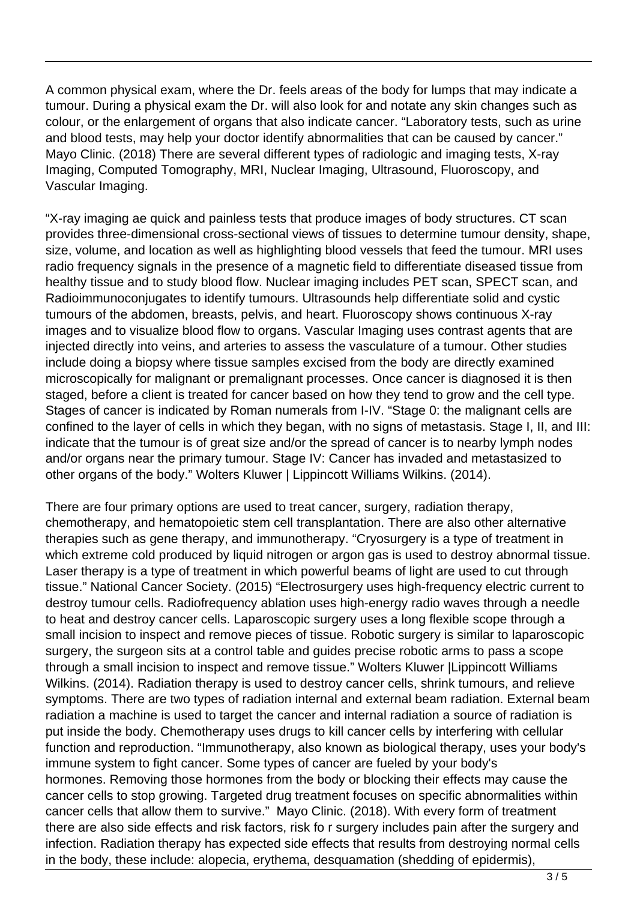A common physical exam, where the Dr. feels areas of the body for lumps that may indicate a tumour. During a physical exam the Dr. will also look for and notate any skin changes such as colour, or the enlargement of organs that also indicate cancer. “Laboratory tests, such as urine and blood tests, may help your doctor identify abnormalities that can be caused by cancer.” Mayo Clinic. (2018) There are several different types of radiologic and imaging tests, X-ray Imaging, Computed Tomography, MRI, Nuclear Imaging, Ultrasound, Fluoroscopy, and Vascular Imaging.

“X-ray imaging ae quick and painless tests that produce images of body structures. CT scan provides three-dimensional cross-sectional views of tissues to determine tumour density, shape, size, volume, and location as well as highlighting blood vessels that feed the tumour. MRI uses radio frequency signals in the presence of a magnetic field to differentiate diseased tissue from healthy tissue and to study blood flow. Nuclear imaging includes PET scan, SPECT scan, and Radioimmunoconjugates to identify tumours. Ultrasounds help differentiate solid and cystic tumours of the abdomen, breasts, pelvis, and heart. Fluoroscopy shows continuous X-ray images and to visualize blood flow to organs. Vascular Imaging uses contrast agents that are injected directly into veins, and arteries to assess the vasculature of a tumour. Other studies include doing a biopsy where tissue samples excised from the body are directly examined microscopically for malignant or premalignant processes. Once cancer is diagnosed it is then staged, before a client is treated for cancer based on how they tend to grow and the cell type. Stages of cancer is indicated by Roman numerals from I-IV. “Stage 0: the malignant cells are confined to the layer of cells in which they began, with no signs of metastasis. Stage I, II, and III: indicate that the tumour is of great size and/or the spread of cancer is to nearby lymph nodes and/or organs near the primary tumour. Stage IV: Cancer has invaded and metastasized to other organs of the body.” Wolters Kluwer | Lippincott Williams Wilkins. (2014).

There are four primary options are used to treat cancer, surgery, radiation therapy, chemotherapy, and hematopoietic stem cell transplantation. There are also other alternative therapies such as gene therapy, and immunotherapy. “Cryosurgery is a type of treatment in which extreme cold produced by liquid nitrogen or argon gas is used to destroy abnormal tissue. Laser therapy is a type of treatment in which powerful beams of light are used to cut through tissue.” National Cancer Society. (2015) “Electrosurgery uses high-frequency electric current to destroy tumour cells. Radiofrequency ablation uses high-energy radio waves through a needle to heat and destroy cancer cells. Laparoscopic surgery uses a long flexible scope through a small incision to inspect and remove pieces of tissue. Robotic surgery is similar to laparoscopic surgery, the surgeon sits at a control table and guides precise robotic arms to pass a scope through a small incision to inspect and remove tissue.” Wolters Kluwer |Lippincott Williams Wilkins. (2014). Radiation therapy is used to destroy cancer cells, shrink tumours, and relieve symptoms. There are two types of radiation internal and external beam radiation. External beam radiation a machine is used to target the cancer and internal radiation a source of radiation is put inside the body. Chemotherapy uses drugs to kill cancer cells by interfering with cellular function and reproduction. “Immunotherapy, also known as biological therapy, uses your body's immune system to fight cancer. Some types of cancer are fueled by your body's hormones. Removing those hormones from the body or blocking their effects may cause the cancer cells to stop growing. Targeted drug treatment focuses on specific abnormalities within cancer cells that allow them to survive.” Mayo Clinic. (2018). With every form of treatment there are also side effects and risk factors, risk fo r surgery includes pain after the surgery and infection. Radiation therapy has expected side effects that results from destroying normal cells in the body, these include: alopecia, erythema, desquamation (shedding of epidermis),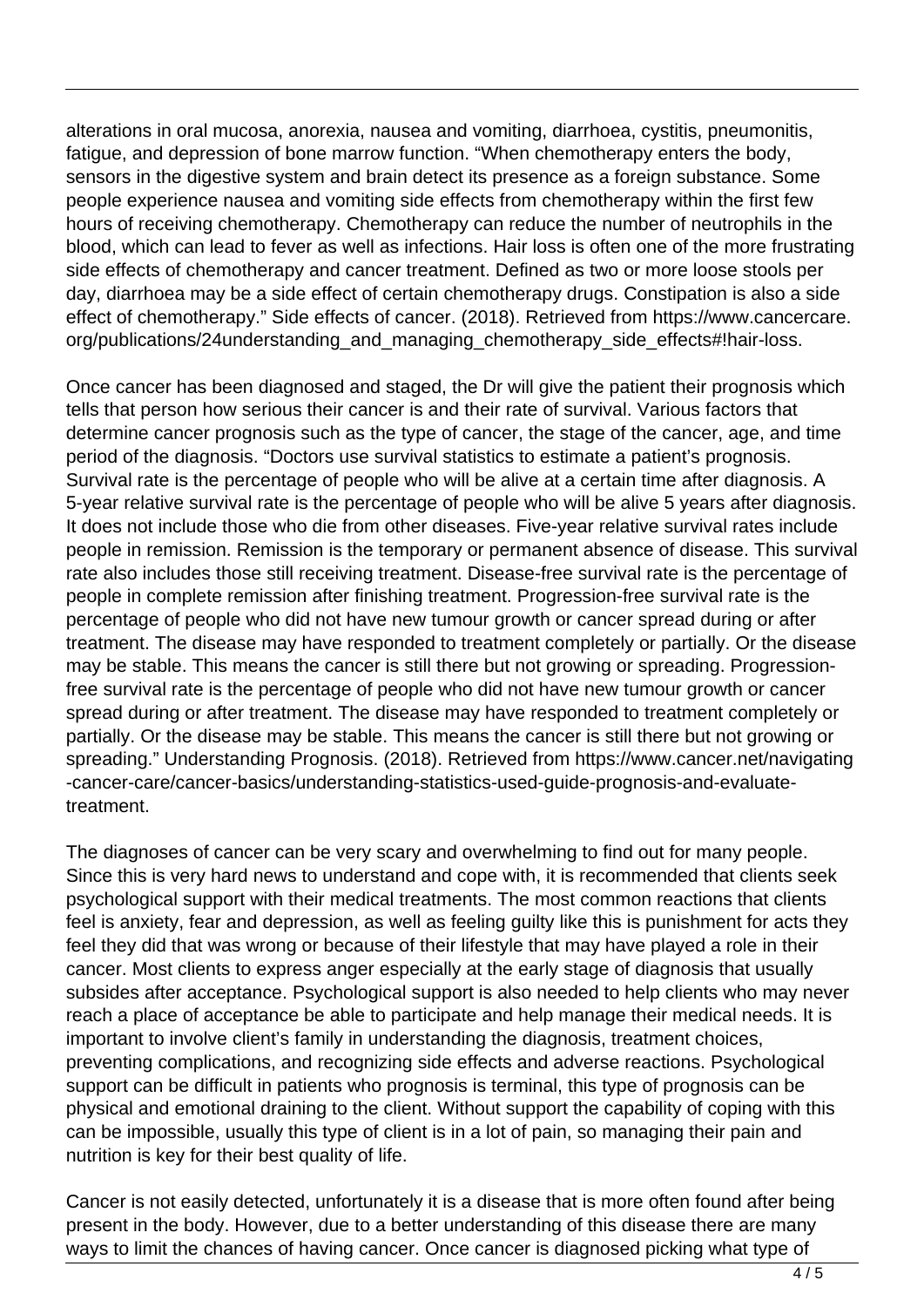alterations in oral mucosa, anorexia, nausea and vomiting, diarrhoea, cystitis, pneumonitis, fatigue, and depression of bone marrow function. “When chemotherapy enters the body, sensors in the digestive system and brain detect its presence as a foreign substance. Some people experience nausea and vomiting side effects from chemotherapy within the first few hours of receiving chemotherapy. Chemotherapy can reduce the number of neutrophils in the blood, which can lead to fever as well as infections. Hair loss is often one of the more frustrating side effects of chemotherapy and cancer treatment. Defined as two or more loose stools per day, diarrhoea may be a side effect of certain chemotherapy drugs. Constipation is also a side effect of chemotherapy.” Side effects of cancer. (2018). Retrieved from https://www.cancercare.org/publications/24understanding_and_managing_chemotherapy_side_effects#!hair-loss.

Once cancer has been diagnosed and staged, the Dr will give the patient their prognosis which tells that person how serious their cancer is and their rate of survival. Various factors that determine cancer prognosis such as the type of cancer, the stage of the cancer, age, and time period of the diagnosis. “Doctors use survival statistics to estimate a patient’s prognosis. Survival rate is the percentage of people who will be alive at a certain time after diagnosis. A 5-year relative survival rate is the percentage of people who will be alive 5 years after diagnosis. It does not include those who die from other diseases. Five-year relative survival rates include people in remission. Remission is the temporary or permanent absence of disease. This survival rate also includes those still receiving treatment. Disease-free survival rate is the percentage of people in complete remission after finishing treatment. Progression-free survival rate is the percentage of people who did not have new tumour growth or cancer spread during or after treatment. The disease may have responded to treatment completely or partially. Or the disease may be stable. This means the cancer is still there but not growing or spreading. Progression-free survival rate is the percentage of people who did not have new tumour growth or cancer spread during or after treatment. The disease may have responded to treatment completely or partially. Or the disease may be stable. This means the cancer is still there but not growing or spreading.” Understanding Prognosis. (2018). Retrieved from https://www.cancer.net/navigating-cancer-care/cancer-basics/understanding-statistics-used-guide-prognosis-and-evaluate-treatment.

The diagnoses of cancer can be very scary and overwhelming to find out for many people. Since this is very hard news to understand and cope with, it is recommended that clients seek psychological support with their medical treatments. The most common reactions that clients feel is anxiety, fear and depression, as well as feeling guilty like this is punishment for acts they feel they did that was wrong or because of their lifestyle that may have played a role in their cancer. Most clients to express anger especially at the early stage of diagnosis that usually subsides after acceptance. Psychological support is also needed to help clients who may never reach a place of acceptance be able to participate and help manage their medical needs. It is important to involve client’s family in understanding the diagnosis, treatment choices, preventing complications, and recognizing side effects and adverse reactions. Psychological support can be difficult in patients who prognosis is terminal, this type of prognosis can be physical and emotional draining to the client. Without support the capability of coping with this can be impossible, usually this type of client is in a lot of pain, so managing their pain and nutrition is key for their best quality of life.

Cancer is not easily detected, unfortunately it is a disease that is more often found after being present in the body. However, due to a better understanding of this disease there are many ways to limit the chances of having cancer. Once cancer is diagnosed picking what type of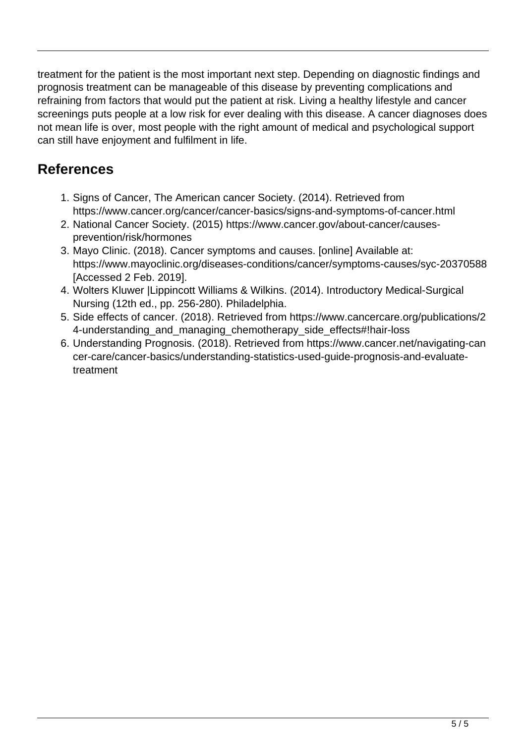treatment for the patient is the most important next step. Depending on diagnostic findings and prognosis treatment can be manageable of this disease by preventing complications and refraining from factors that would put the patient at risk. Living a healthy lifestyle and cancer screenings puts people at a low risk for ever dealing with this disease. A cancer diagnoses does not mean life is over, most people with the right amount of medical and psychological support can still have enjoyment and fulfilment in life.

## References

1. Signs of Cancer, The American cancer Society. (2014). Retrieved from https://www.cancer.org/cancer/cancer-basics/signs-and-symptoms-of-cancer.html
2. National Cancer Society. (2015) https://www.cancer.gov/about-cancer/causes-prevention/risk/hormones
3. Mayo Clinic. (2018). Cancer symptoms and causes. [online] Available at: https://www.mayoclinic.org/diseases-conditions/cancer/symptoms-causes/syc-20370588 [Accessed 2 Feb. 2019].
4. Wolters Kluwer |Lippincott Williams & Wilkins. (2014). Introductory Medical-Surgical Nursing (12th ed., pp. 256-280). Philadelphia.
5. Side effects of cancer. (2018). Retrieved from https://www.cancercare.org/publications/24-understanding_and_managing_chemotherapy_side_effects#!hair-loss
6. Understanding Prognosis. (2018). Retrieved from https://www.cancer.net/navigating-cancer-care/cancer-basics/understanding-statistics-used-guide-prognosis-and-evaluate-treatment